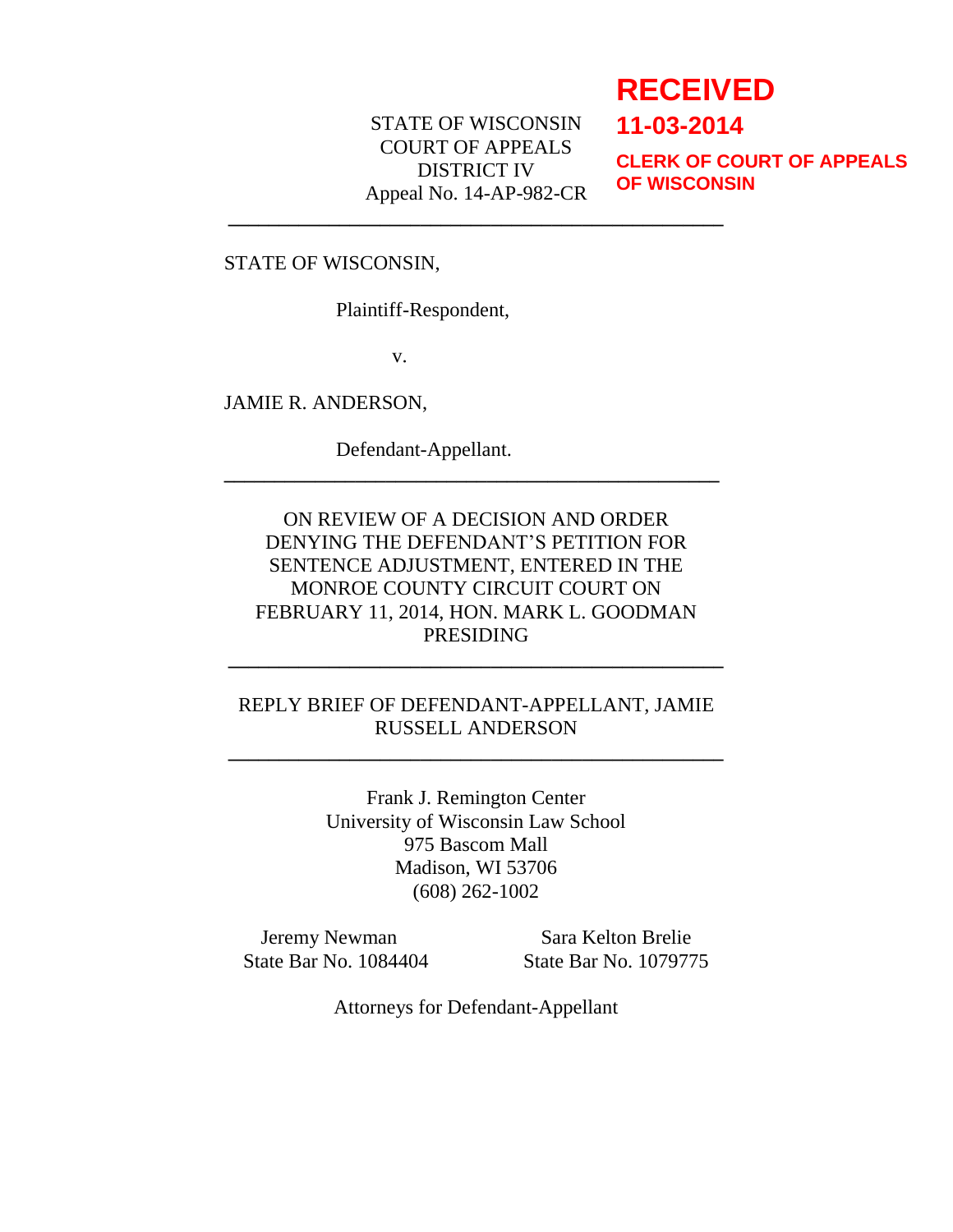**RECEIVED**
**11-03-2014**
**CLERK OF COURT OF APPEALS OF WISCONSIN**

STATE OF WISCONSIN
COURT OF APPEALS
DISTRICT IV
Appeal No. 14-AP-982-CR

---

STATE OF WISCONSIN,

Plaintiff-Respondent,

v.

JAMIE R. ANDERSON,

Defendant-Appellant.

---

ON REVIEW OF A DECISION AND ORDER DENYING THE DEFENDANT'S PETITION FOR SENTENCE ADJUSTMENT, ENTERED IN THE MONROE COUNTY CIRCUIT COURT ON FEBRUARY 11, 2014, HON. MARK L. GOODMAN PRESIDING

---

REPLY BRIEF OF DEFENDANT-APPELLANT, JAMIE RUSSELL ANDERSON

---

Frank J. Remington Center
University of Wisconsin Law School
975 Bascom Mall
Madison, WI 53706
(608) 262-1002

Jeremy Newman
State Bar No. 1084404

Sara Kelton Brelie
State Bar No. 1079775

Attorneys for Defendant-Appellant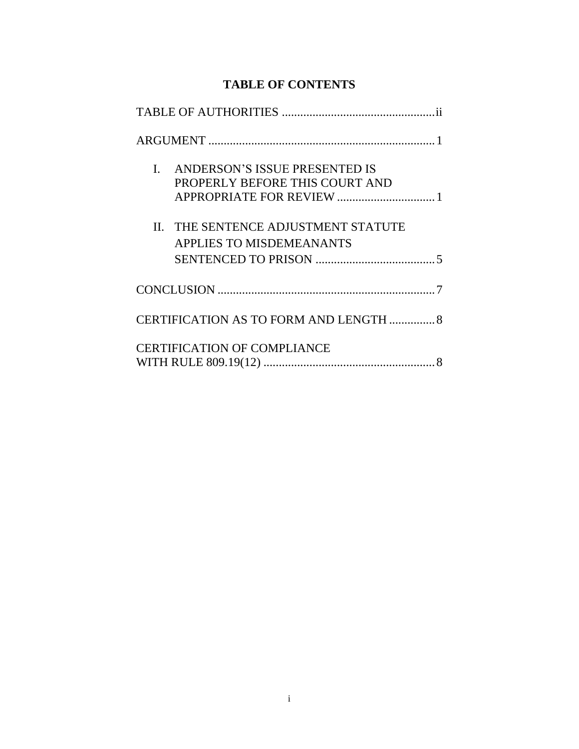# TABLE OF CONTENTS

TABLE OF AUTHORITIES ..................................................ii

ARGUMENT ..........................................................................1

I. ANDERSON'S ISSUE PRESENTED IS PROPERLY BEFORE THIS COURT AND APPROPRIATE FOR REVIEW ................................1

II. THE SENTENCE ADJUSTMENT STATUTE APPLIES TO MISDEMEANANTS SENTENCED TO PRISON .......................................5

CONCLUSION .......................................................................7

CERTIFICATION AS TO FORM AND LENGTH ...............8

CERTIFICATION OF COMPLIANCE WITH RULE 809.19(12) ........................................................8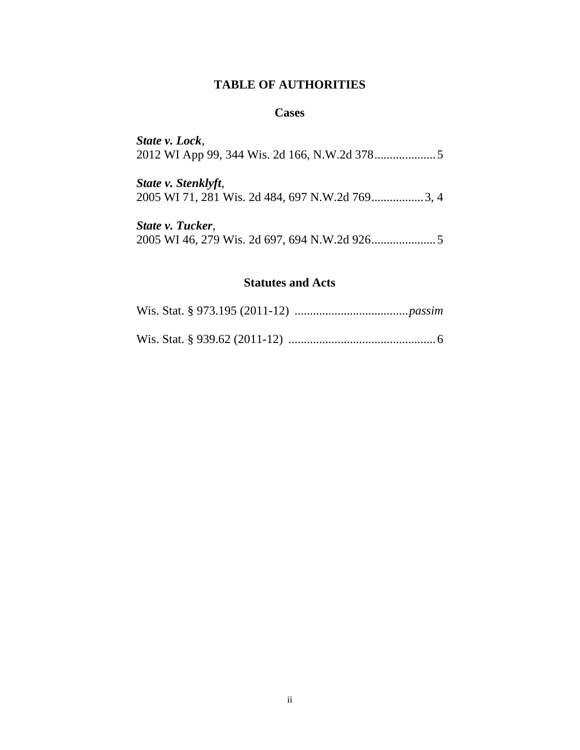# TABLE OF AUTHORITIES

## Cases

***State v. Lock***,
2012 WI App 99, 344 Wis. 2d 166, N.W.2d 378.................... 5

***State v. Stenklyft***,
2005 WI 71, 281 Wis. 2d 484, 697 N.W.2d 769................. 3, 4

***State v. Tucker***,
2005 WI 46, 279 Wis. 2d 697, 694 N.W.2d 926..................... 5

## Statutes and Acts

Wis. Stat. § 973.195 (2011-12) ....................................*passim*

Wis. Stat. § 939.62 (2011-12) ................................................ 6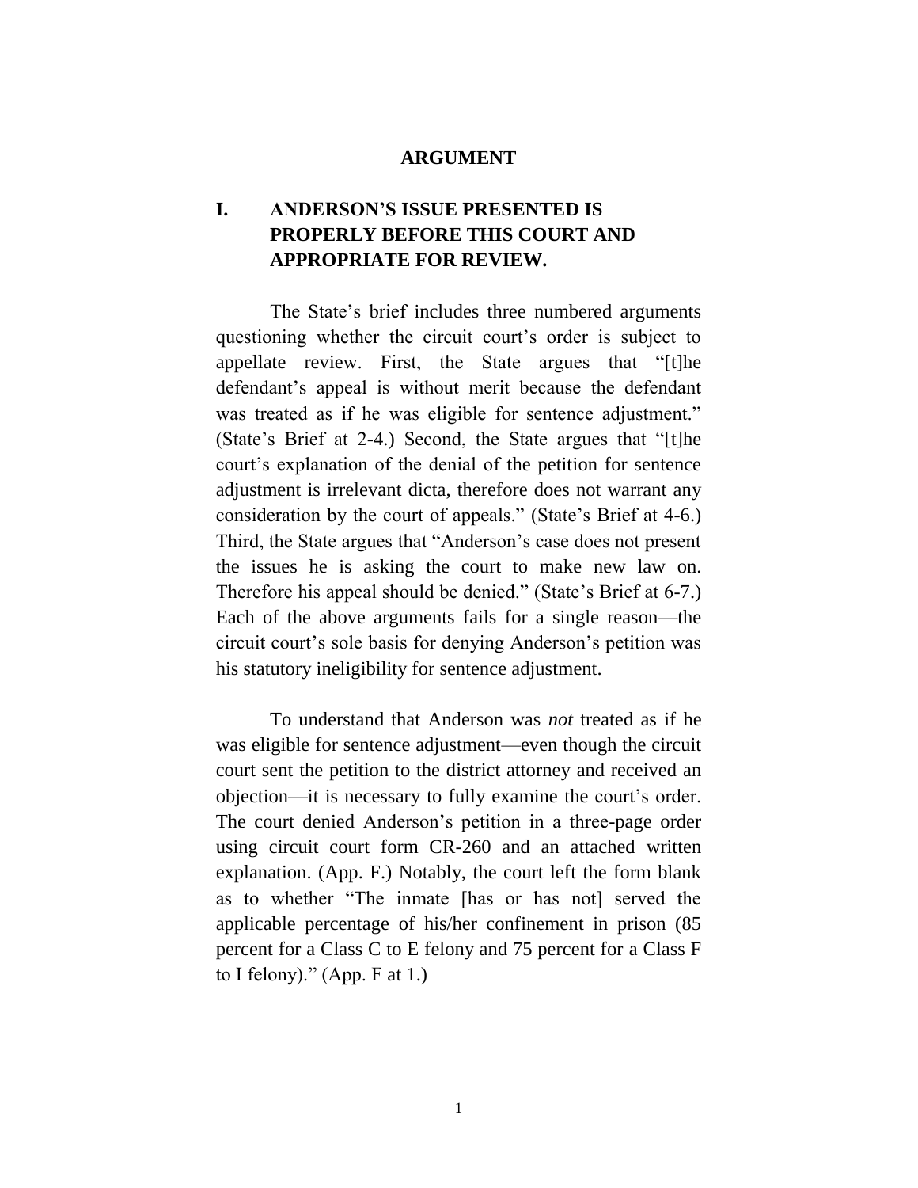# ARGUMENT

## I. ANDERSON'S ISSUE PRESENTED IS PROPERLY BEFORE THIS COURT AND APPROPRIATE FOR REVIEW.

The State's brief includes three numbered arguments questioning whether the circuit court's order is subject to appellate review. First, the State argues that "[t]he defendant's appeal is without merit because the defendant was treated as if he was eligible for sentence adjustment." (State's Brief at 2-4.) Second, the State argues that "[t]he court's explanation of the denial of the petition for sentence adjustment is irrelevant dicta, therefore does not warrant any consideration by the court of appeals." (State's Brief at 4-6.) Third, the State argues that "Anderson's case does not present the issues he is asking the court to make new law on. Therefore his appeal should be denied." (State's Brief at 6-7.) Each of the above arguments fails for a single reason—the circuit court's sole basis for denying Anderson's petition was his statutory ineligibility for sentence adjustment.

To understand that Anderson was *not* treated as if he was eligible for sentence adjustment—even though the circuit court sent the petition to the district attorney and received an objection—it is necessary to fully examine the court's order. The court denied Anderson's petition in a three-page order using circuit court form CR-260 and an attached written explanation. (App. F.) Notably, the court left the form blank as to whether "The inmate [has or has not] served the applicable percentage of his/her confinement in prison (85 percent for a Class C to E felony and 75 percent for a Class F to I felony)." (App. F at 1.)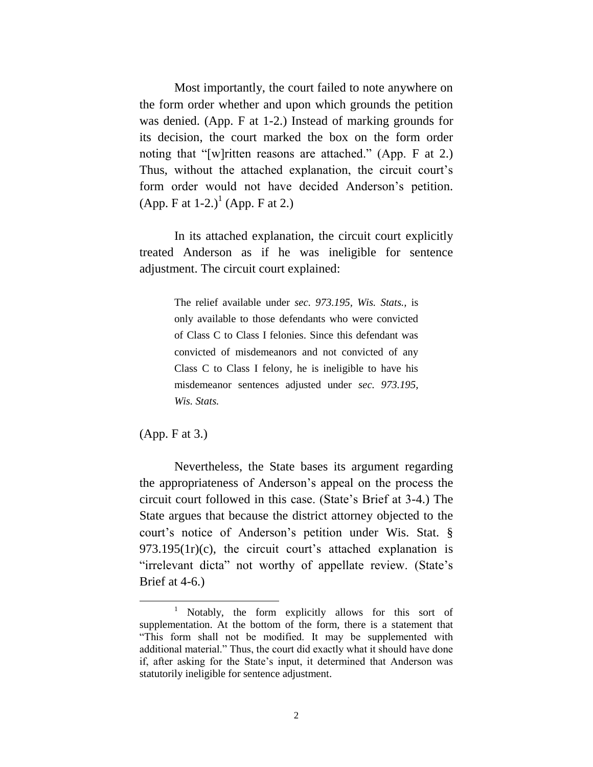Most importantly, the court failed to note anywhere on the form order whether and upon which grounds the petition was denied. (App. F at 1-2.) Instead of marking grounds for its decision, the court marked the box on the form order noting that "[w]ritten reasons are attached." (App. F at 2.) Thus, without the attached explanation, the circuit court's form order would not have decided Anderson's petition. (App. F at 1-2.)[1] (App. F at 2.)

In its attached explanation, the circuit court explicitly treated Anderson as if he was ineligible for sentence adjustment. The circuit court explained:

> The relief available under *sec. 973.195, Wis. Stats.,* is only available to those defendants who were convicted of Class C to Class I felonies. Since this defendant was convicted of misdemeanors and not convicted of any Class C to Class I felony, he is ineligible to have his misdemeanor sentences adjusted under *sec. 973.195, Wis. Stats.*

(App. F at 3.)

Nevertheless, the State bases its argument regarding the appropriateness of Anderson's appeal on the process the circuit court followed in this case. (State's Brief at 3-4.) The State argues that because the district attorney objected to the court's notice of Anderson's petition under Wis. Stat. § 973.195(1r)(c), the circuit court's attached explanation is "irrelevant dicta" not worthy of appellate review. (State's Brief at 4-6.)

---

[1] Notably, the form explicitly allows for this sort of supplementation. At the bottom of the form, there is a statement that "This form shall not be modified. It may be supplemented with additional material." Thus, the court did exactly what it should have done if, after asking for the State's input, it determined that Anderson was statutorily ineligible for sentence adjustment.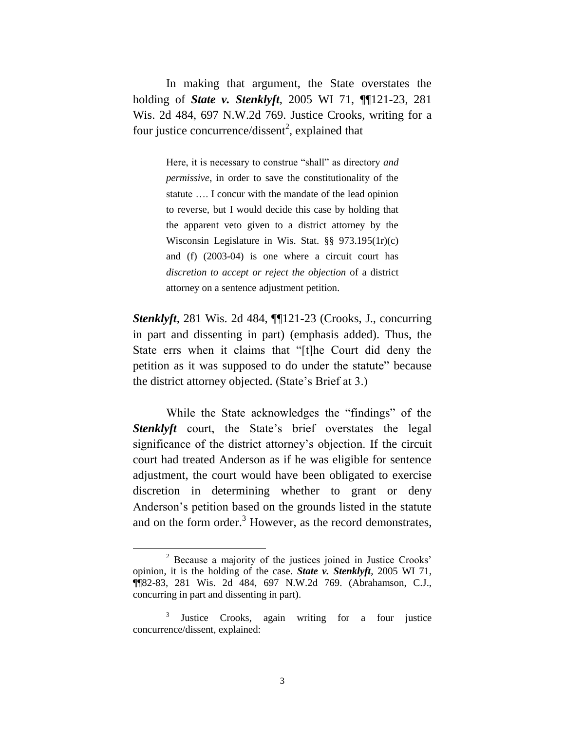In making that argument, the State overstates the holding of ***State v. Stenklyft***, 2005 WI 71, ¶¶121-23, 281 Wis. 2d 484, 697 N.W.2d 769. Justice Crooks, writing for a four justice concurrence/dissent[2], explained that

> Here, it is necessary to construe "shall" as directory *and permissive*, in order to save the constitutionality of the statute …. I concur with the mandate of the lead opinion to reverse, but I would decide this case by holding that the apparent veto given to a district attorney by the Wisconsin Legislature in Wis. Stat. §§ 973.195(1r)(c) and (f) (2003-04) is one where a circuit court has *discretion to accept or reject the objection* of a district attorney on a sentence adjustment petition.

***Stenklyft***, 281 Wis. 2d 484, ¶¶121-23 (Crooks, J., concurring in part and dissenting in part) (emphasis added). Thus, the State errs when it claims that "[t]he Court did deny the petition as it was supposed to do under the statute" because the district attorney objected. (State's Brief at 3.)

While the State acknowledges the "findings" of the ***Stenklyft*** court, the State's brief overstates the legal significance of the district attorney's objection. If the circuit court had treated Anderson as if he was eligible for sentence adjustment, the court would have been obligated to exercise discretion in determining whether to grant or deny Anderson's petition based on the grounds listed in the statute and on the form order.[3] However, as the record demonstrates,

---

[2] Because a majority of the justices joined in Justice Crooks' opinion, it is the holding of the case. ***State v. Stenklyft***, 2005 WI 71, ¶¶82-83, 281 Wis. 2d 484, 697 N.W.2d 769. (Abrahamson, C.J., concurring in part and dissenting in part).

[3] Justice Crooks, again writing for a four justice concurrence/dissent, explained: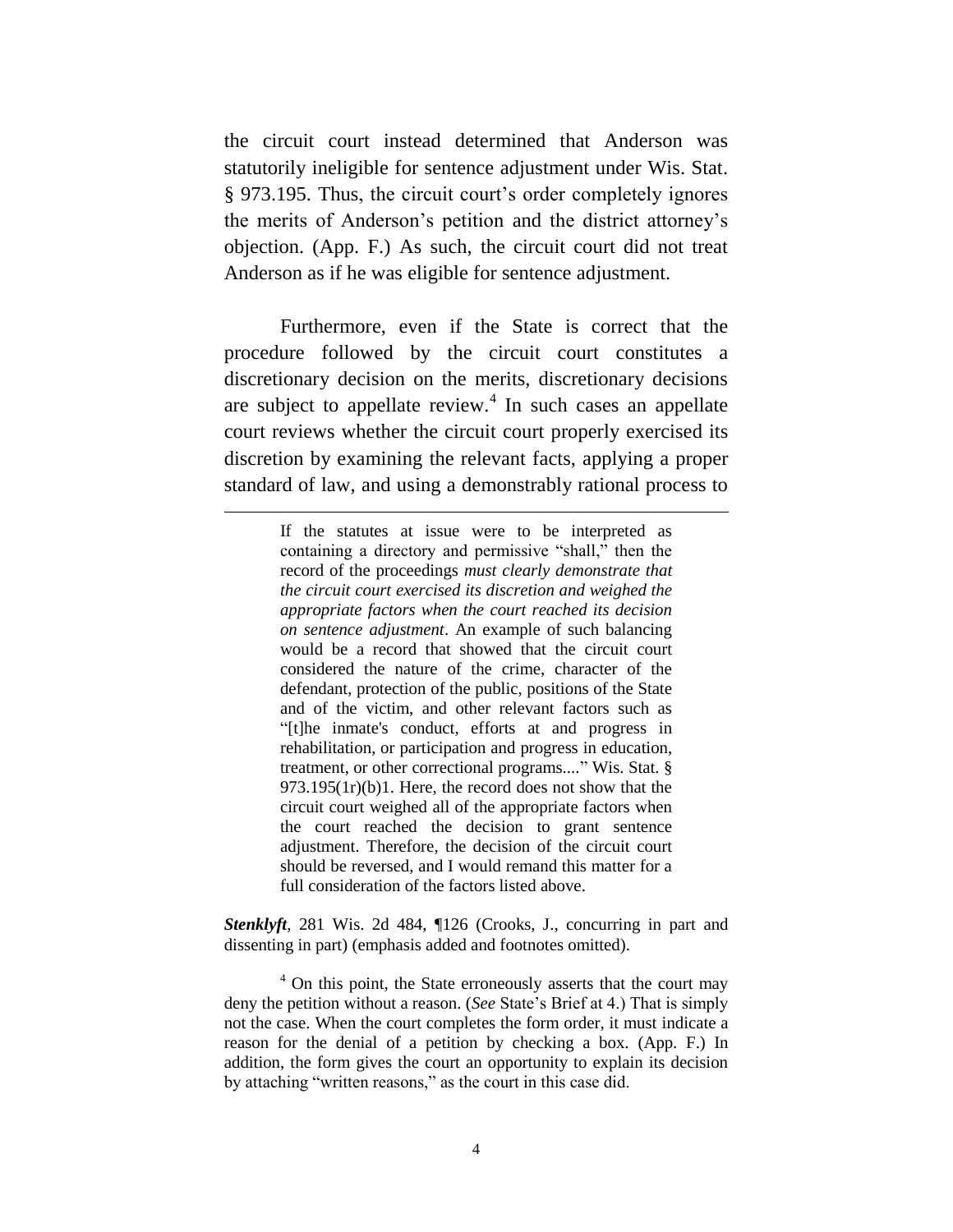the circuit court instead determined that Anderson was statutorily ineligible for sentence adjustment under Wis. Stat. § 973.195. Thus, the circuit court's order completely ignores the merits of Anderson's petition and the district attorney's objection. (App. F.) As such, the circuit court did not treat Anderson as if he was eligible for sentence adjustment.

Furthermore, even if the State is correct that the procedure followed by the circuit court constitutes a discretionary decision on the merits, discretionary decisions are subject to appellate review.[4] In such cases an appellate court reviews whether the circuit court properly exercised its discretion by examining the relevant facts, applying a proper standard of law, and using a demonstrably rational process to

---

> If the statutes at issue were to be interpreted as containing a directory and permissive "shall," then the record of the proceedings *must clearly demonstrate that the circuit court exercised its discretion and weighed the appropriate factors when the court reached its decision on sentence adjustment*. An example of such balancing would be a record that showed that the circuit court considered the nature of the crime, character of the defendant, protection of the public, positions of the State and of the victim, and other relevant factors such as "[t]he inmate's conduct, efforts at and progress in rehabilitation, or participation and progress in education, treatment, or other correctional programs...." Wis. Stat. § 973.195(1r)(b)1. Here, the record does not show that the circuit court weighed all of the appropriate factors when the court reached the decision to grant sentence adjustment. Therefore, the decision of the circuit court should be reversed, and I would remand this matter for a full consideration of the factors listed above.

***Stenklyft***, 281 Wis. 2d 484, ¶126 (Crooks, J., concurring in part and dissenting in part) (emphasis added and footnotes omitted).

[4] On this point, the State erroneously asserts that the court may deny the petition without a reason. (*See* State's Brief at 4.) That is simply not the case. When the court completes the form order, it must indicate a reason for the denial of a petition by checking a box. (App. F.) In addition, the form gives the court an opportunity to explain its decision by attaching "written reasons," as the court in this case did.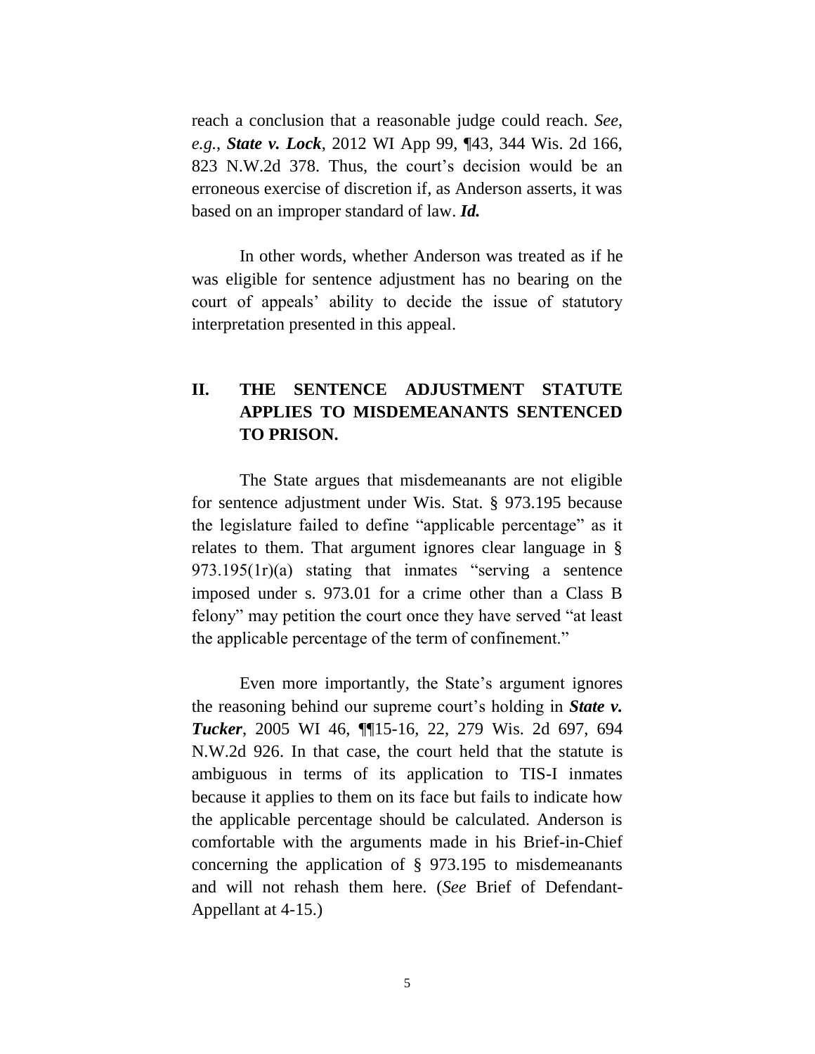reach a conclusion that a reasonable judge could reach. *See, e.g.*, ***State v. Lock***, 2012 WI App 99, ¶43, 344 Wis. 2d 166, 823 N.W.2d 378. Thus, the court's decision would be an erroneous exercise of discretion if, as Anderson asserts, it was based on an improper standard of law. ***Id.***

In other words, whether Anderson was treated as if he was eligible for sentence adjustment has no bearing on the court of appeals' ability to decide the issue of statutory interpretation presented in this appeal.

## II. THE SENTENCE ADJUSTMENT STATUTE APPLIES TO MISDEMEANANTS SENTENCED TO PRISON.

The State argues that misdemeanants are not eligible for sentence adjustment under Wis. Stat. § 973.195 because the legislature failed to define "applicable percentage" as it relates to them. That argument ignores clear language in § 973.195(1r)(a) stating that inmates "serving a sentence imposed under s. 973.01 for a crime other than a Class B felony" may petition the court once they have served "at least the applicable percentage of the term of confinement."

Even more importantly, the State's argument ignores the reasoning behind our supreme court's holding in ***State v. Tucker***, 2005 WI 46, ¶¶15-16, 22, 279 Wis. 2d 697, 694 N.W.2d 926. In that case, the court held that the statute is ambiguous in terms of its application to TIS-I inmates because it applies to them on its face but fails to indicate how the applicable percentage should be calculated. Anderson is comfortable with the arguments made in his Brief-in-Chief concerning the application of § 973.195 to misdemeanants and will not rehash them here. (*See* Brief of Defendant-Appellant at 4-15.)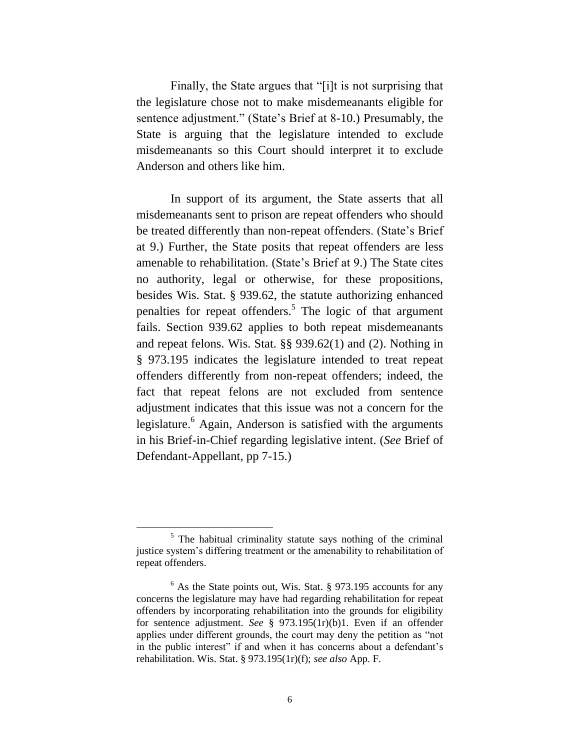Finally, the State argues that "[i]t is not surprising that the legislature chose not to make misdemeanants eligible for sentence adjustment." (State's Brief at 8-10.) Presumably, the State is arguing that the legislature intended to exclude misdemeanants so this Court should interpret it to exclude Anderson and others like him.

In support of its argument, the State asserts that all misdemeanants sent to prison are repeat offenders who should be treated differently than non-repeat offenders. (State's Brief at 9.) Further, the State posits that repeat offenders are less amenable to rehabilitation. (State's Brief at 9.) The State cites no authority, legal or otherwise, for these propositions, besides Wis. Stat. § 939.62, the statute authorizing enhanced penalties for repeat offenders.[5] The logic of that argument fails. Section 939.62 applies to both repeat misdemeanants and repeat felons. Wis. Stat. §§ 939.62(1) and (2). Nothing in § 973.195 indicates the legislature intended to treat repeat offenders differently from non-repeat offenders; indeed, the fact that repeat felons are not excluded from sentence adjustment indicates that this issue was not a concern for the legislature.[6] Again, Anderson is satisfied with the arguments in his Brief-in-Chief regarding legislative intent. (*See* Brief of Defendant-Appellant, pp 7-15.)

---

[5] The habitual criminality statute says nothing of the criminal justice system's differing treatment or the amenability to rehabilitation of repeat offenders.

[6] As the State points out, Wis. Stat. § 973.195 accounts for any concerns the legislature may have had regarding rehabilitation for repeat offenders by incorporating rehabilitation into the grounds for eligibility for sentence adjustment. *See* § 973.195(1r)(b)1. Even if an offender applies under different grounds, the court may deny the petition as "not in the public interest" if and when it has concerns about a defendant's rehabilitation. Wis. Stat. § 973.195(1r)(f); *see also* App. F.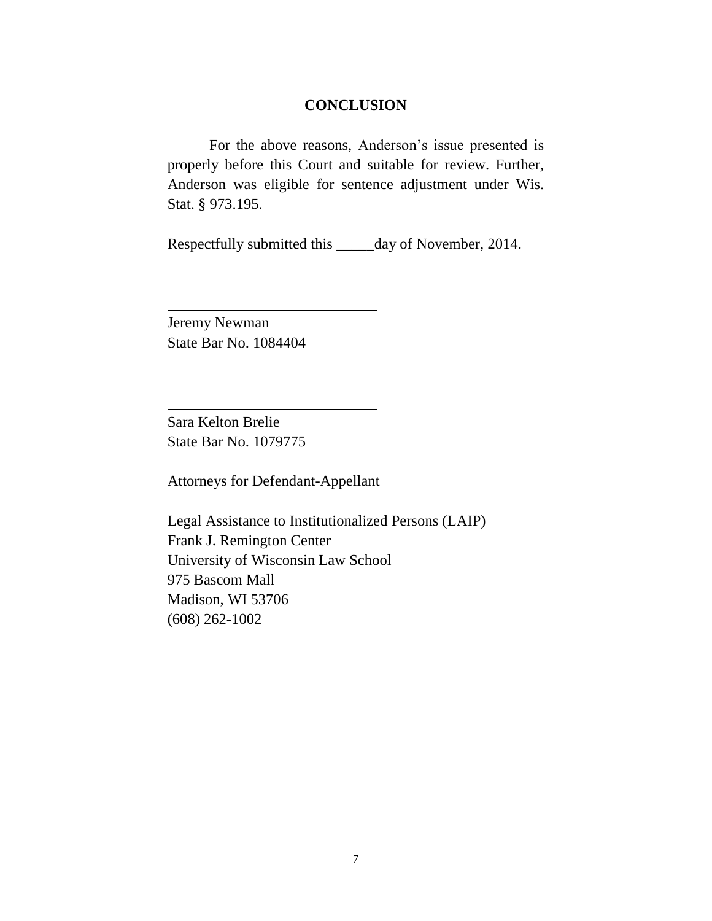## CONCLUSION

For the above reasons, Anderson's issue presented is properly before this Court and suitable for review. Further, Anderson was eligible for sentence adjustment under Wis. Stat. § 973.195.

Respectfully submitted this _____day of November, 2014.

______________________________

Jeremy Newman
State Bar No. 1084404

______________________________

Sara Kelton Brelie
State Bar No. 1079775

Attorneys for Defendant-Appellant

Legal Assistance to Institutionalized Persons (LAIP)
Frank J. Remington Center
University of Wisconsin Law School
975 Bascom Mall
Madison, WI 53706
(608) 262-1002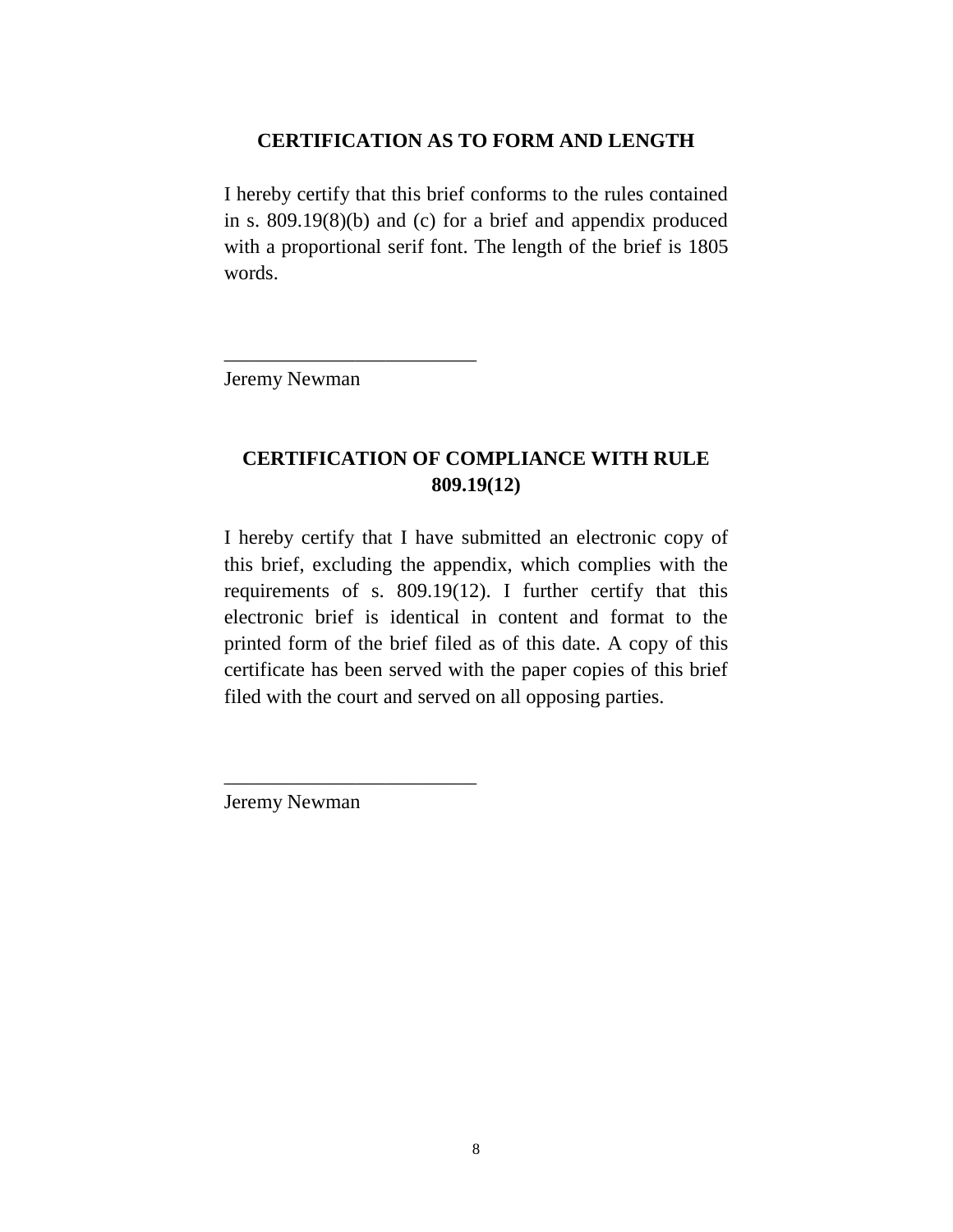**CERTIFICATION AS TO FORM AND LENGTH**

I hereby certify that this brief conforms to the rules contained in s. 809.19(8)(b) and (c) for a brief and appendix produced with a proportional serif font. The length of the brief is 1805 words.

_________________________

Jeremy Newman

**CERTIFICATION OF COMPLIANCE WITH RULE 809.19(12)**

I hereby certify that I have submitted an electronic copy of this brief, excluding the appendix, which complies with the requirements of s. 809.19(12). I further certify that this electronic brief is identical in content and format to the printed form of the brief filed as of this date. A copy of this certificate has been served with the paper copies of this brief filed with the court and served on all opposing parties.

_________________________

Jeremy Newman